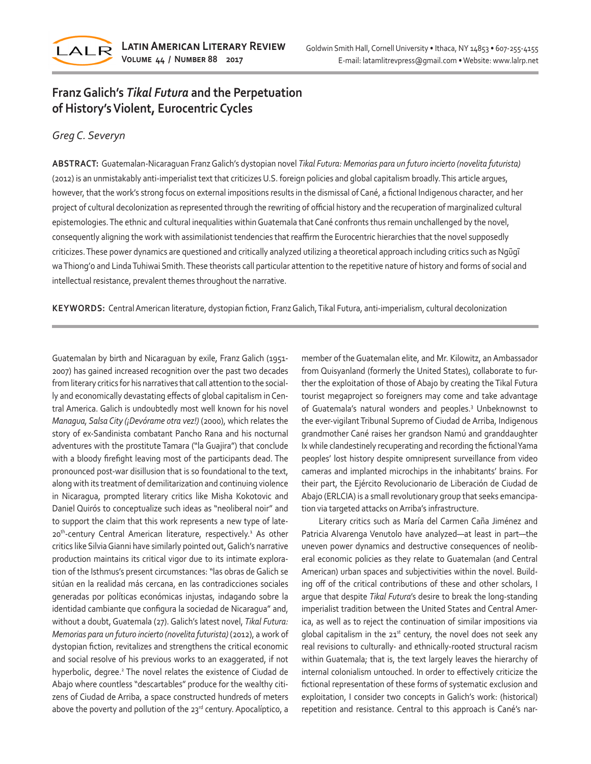# Franz Galich's *Tikal Futura* and the Perpetuation of History's Violent, Eurocentric Cycles

*Greg C. Severyn*

**ABSTRACT:** Guatemalan-Nicaraguan Franz Galich's dystopian novel *Tikal Futura: Memorias para un futuro incierto (novelita futurista)* (2012) is an unmistakably anti-imperialist text that criticizes U.S. foreign policies and global capitalism broadly. This article argues, however, that the work's strong focus on external impositions results in the dismissal of Cané, a fictional Indigenous character, and her project of cultural decolonization as represented through the rewriting of official history and the recuperation of marginalized cultural epistemologies. The ethnic and cultural inequalities within Guatemala that Cané confronts thus remain unchallenged by the novel, consequently aligning the work with assimilationist tendencies that reaffirm the Eurocentric hierarchies that the novel supposedly criticizes. These power dynamics are questioned and critically analyzed utilizing a theoretical approach including critics such as Ngũgĩ wa Thiong'o and Linda Tuhiwai Smith. These theorists call particular attention to the repetitive nature of history and forms of social and intellectual resistance, prevalent themes throughout the narrative.

**KEYWORDS:** Central American literature, dystopian fiction, Franz Galich, Tikal Futura, anti-imperialism, cultural decolonization

Guatemalan by birth and Nicaraguan by exile, Franz Galich (1951-2007) has gained increased recognition over the past two decades from literary critics for his narratives that call attention to the socially and economically devastating effects of global capitalism in Central America. Galich is undoubtedly most well known for his novel *Managua, Salsa City (¡Devórame otra vez!)* (2000), which relates the story of ex-Sandinista combatant Pancho Rana and his nocturnal adventures with the prostitute Tamara ("la Guajira") that conclude with a bloody firefight leaving most of the participants dead. The pronounced post-war disillusion that is so foundational to the text, along with its treatment of demilitarization and continuing violence in Nicaragua, prompted literary critics like Misha Kokotovic and Daniel Quirós to conceptualize such ideas as "neoliberal noir" and to support the claim that this work represents a new type of late-20th-century Central American literature, respectively.[1] As other critics like Silvia Gianni have similarly pointed out, Galich's narrative production maintains its critical vigor due to its intimate exploration of the Isthmus's present circumstances: "las obras de Galich se sitúan en la realidad más cercana, en las contradicciones sociales generadas por políticas económicas injustas, indagando sobre la identidad cambiante que configura la sociedad de Nicaragua" and, without a doubt, Guatemala (27). Galich's latest novel, *Tikal Futura: Memorias para un futuro incierto (novelita futurista)* (2012), a work of dystopian fiction, revitalizes and strengthens the critical economic and social resolve of his previous works to an exaggerated, if not hyperbolic, degree.[2] The novel relates the existence of Ciudad de Abajo where countless "descartables" produce for the wealthy citizens of Ciudad de Arriba, a space constructed hundreds of meters above the poverty and pollution of the 23rd century. Apocalíptico, a member of the Guatemalan elite, and Mr. Kilowitz, an Ambassador from Quisyanland (formerly the United States), collaborate to further the exploitation of those of Abajo by creating the Tikal Futura tourist megaproject so foreigners may come and take advantage of Guatemala's natural wonders and peoples.[3] Unbeknownst to the ever-vigilant Tribunal Supremo of Ciudad de Arriba, Indigenous grandmother Cané raises her grandson Namú and granddaughter Ix while clandestinely recuperating and recording the fictional Yama peoples' lost history despite omnipresent surveillance from video cameras and implanted microchips in the inhabitants' brains. For their part, the Ejército Revolucionario de Liberación de Ciudad de Abajo (ERLCIA) is a small revolutionary group that seeks emancipation via targeted attacks on Arriba's infrastructure.

Literary critics such as María del Carmen Caña Jiménez and Patricia Alvarenga Venutolo have analyzed—at least in part—the uneven power dynamics and destructive consequences of neoliberal economic policies as they relate to Guatemalan (and Central American) urban spaces and subjectivities within the novel. Building off of the critical contributions of these and other scholars, I argue that despite *Tikal Futura*'s desire to break the long-standing imperialist tradition between the United States and Central America, as well as to reject the continuation of similar impositions via global capitalism in the 21st century, the novel does not seek any real revisions to culturally- and ethnically-rooted structural racism within Guatemala; that is, the text largely leaves the hierarchy of internal colonialism untouched. In order to effectively criticize the fictional representation of these forms of systematic exclusion and exploitation, I consider two concepts in Galich's work: (historical) repetition and resistance. Central to this approach is Cané's nar-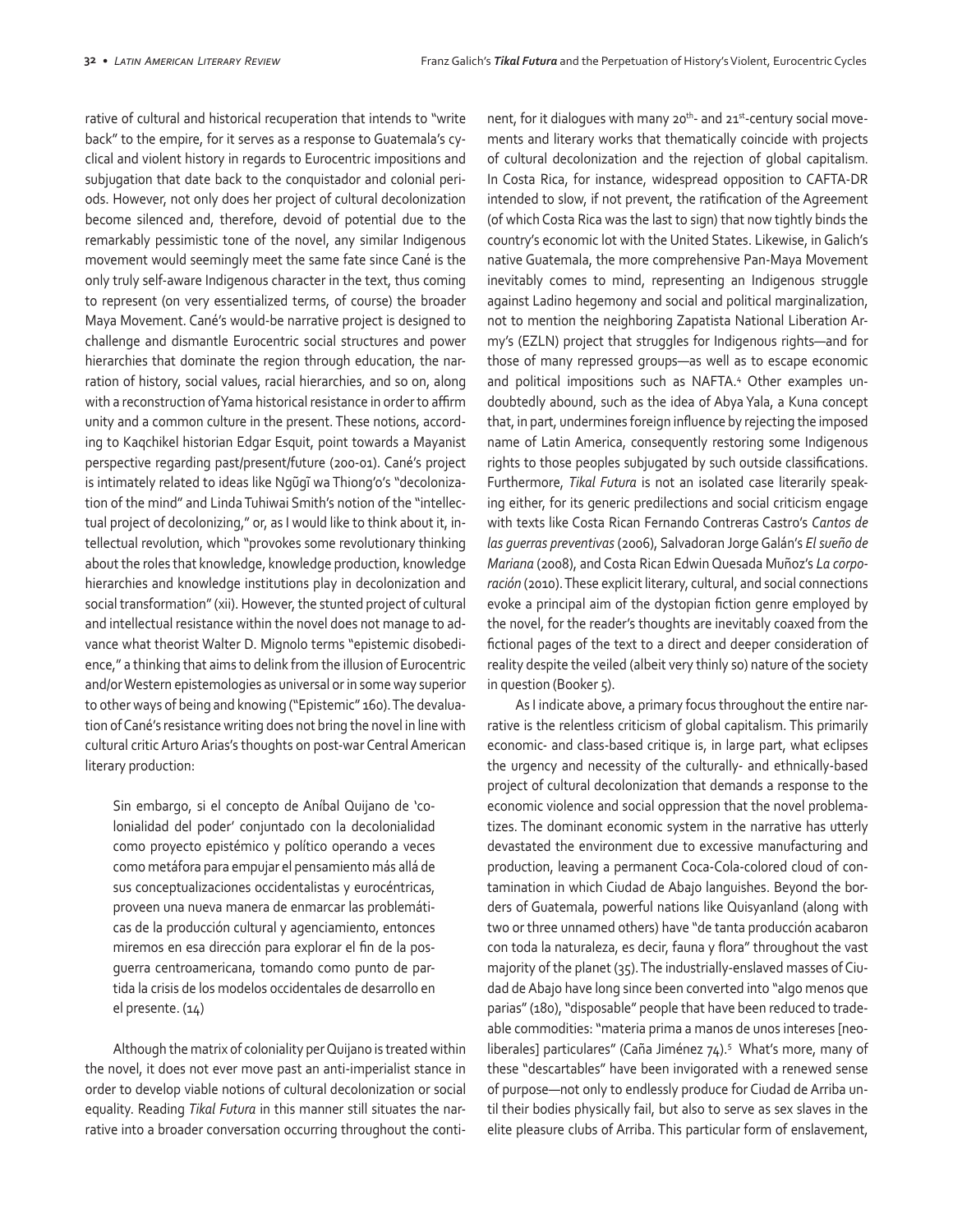rative of cultural and historical recuperation that intends to "write back" to the empire, for it serves as a response to Guatemala's cyclical and violent history in regards to Eurocentric impositions and subjugation that date back to the conquistador and colonial periods. However, not only does her project of cultural decolonization become silenced and, therefore, devoid of potential due to the remarkably pessimistic tone of the novel, any similar Indigenous movement would seemingly meet the same fate since Cané is the only truly self-aware Indigenous character in the text, thus coming to represent (on very essentialized terms, of course) the broader Maya Movement. Cané's would-be narrative project is designed to challenge and dismantle Eurocentric social structures and power hierarchies that dominate the region through education, the narration of history, social values, racial hierarchies, and so on, along with a reconstruction of Yama historical resistance in order to affirm unity and a common culture in the present. These notions, according to Kaqchikel historian Edgar Esquit, point towards a Mayanist perspective regarding past/present/future (200-01). Cané's project is intimately related to ideas like Ngũgĩ wa Thiong'o's "decolonization of the mind" and Linda Tuhiwai Smith's notion of the "intellectual project of decolonizing," or, as I would like to think about it, intellectual revolution, which "provokes some revolutionary thinking about the roles that knowledge, knowledge production, knowledge hierarchies and knowledge institutions play in decolonization and social transformation" (xii). However, the stunted project of cultural and intellectual resistance within the novel does not manage to advance what theorist Walter D. Mignolo terms "epistemic disobedience," a thinking that aims to delink from the illusion of Eurocentric and/or Western epistemologies as universal or in some way superior to other ways of being and knowing ("Epistemic" 160). The devaluation of Cané's resistance writing does not bring the novel in line with cultural critic Arturo Arias's thoughts on post-war Central American literary production:

> Sin embargo, si el concepto de Aníbal Quijano de 'colonialidad del poder' conjuntado con la decolonialidad como proyecto epistémico y político operando a veces como metáfora para empujar el pensamiento más allá de sus conceptualizaciones occidentalistas y eurocéntricas, proveen una nueva manera de enmarcar las problemáticas de la producción cultural y agenciamiento, entonces miremos en esa dirección para explorar el fin de la posguerra centroamericana, tomando como punto de partida la crisis de los modelos occidentales de desarrollo en el presente. (14)

Although the matrix of coloniality per Quijano is treated within the novel, it does not ever move past an anti-imperialist stance in order to develop viable notions of cultural decolonization or social equality. Reading *Tikal Futura* in this manner still situates the narrative into a broader conversation occurring throughout the continent, for it dialogues with many 20th- and 21st-century social movements and literary works that thematically coincide with projects of cultural decolonization and the rejection of global capitalism. In Costa Rica, for instance, widespread opposition to CAFTA-DR intended to slow, if not prevent, the ratification of the Agreement (of which Costa Rica was the last to sign) that now tightly binds the country's economic lot with the United States. Likewise, in Galich's native Guatemala, the more comprehensive Pan-Maya Movement inevitably comes to mind, representing an Indigenous struggle against Ladino hegemony and social and political marginalization, not to mention the neighboring Zapatista National Liberation Army's (EZLN) project that struggles for Indigenous rights—and for those of many repressed groups—as well as to escape economic and political impositions such as NAFTA.[4] Other examples undoubtedly abound, such as the idea of Abya Yala, a Kuna concept that, in part, undermines foreign influence by rejecting the imposed name of Latin America, consequently restoring some Indigenous rights to those peoples subjugated by such outside classifications. Furthermore, *Tikal Futura* is not an isolated case literarily speaking either, for its generic predilections and social criticism engage with texts like Costa Rican Fernando Contreras Castro's *Cantos de las guerras preventivas* (2006), Salvadoran Jorge Galán's *El sueño de Mariana* (2008), and Costa Rican Edwin Quesada Muñoz's *La corporación* (2010). These explicit literary, cultural, and social connections evoke a principal aim of the dystopian fiction genre employed by the novel, for the reader's thoughts are inevitably coaxed from the fictional pages of the text to a direct and deeper consideration of reality despite the veiled (albeit very thinly so) nature of the society in question (Booker 5).

As I indicate above, a primary focus throughout the entire narrative is the relentless criticism of global capitalism. This primarily economic- and class-based critique is, in large part, what eclipses the urgency and necessity of the culturally- and ethnically-based project of cultural decolonization that demands a response to the economic violence and social oppression that the novel problematizes. The dominant economic system in the narrative has utterly devastated the environment due to excessive manufacturing and production, leaving a permanent Coca-Cola-colored cloud of contamination in which Ciudad de Abajo languishes. Beyond the borders of Guatemala, powerful nations like Quisyanland (along with two or three unnamed others) have "de tanta producción acabaron con toda la naturaleza, es decir, fauna y flora" throughout the vast majority of the planet (35). The industrially-enslaved masses of Ciudad de Abajo have long since been converted into "algo menos que parias" (180), "disposable" people that have been reduced to tradeable commodities: "materia prima a manos de unos intereses [neoliberales] particulares" (Caña Jiménez 74).[5] What's more, many of these "descartables" have been invigorated with a renewed sense of purpose—not only to endlessly produce for Ciudad de Arriba until their bodies physically fail, but also to serve as sex slaves in the elite pleasure clubs of Arriba. This particular form of enslavement,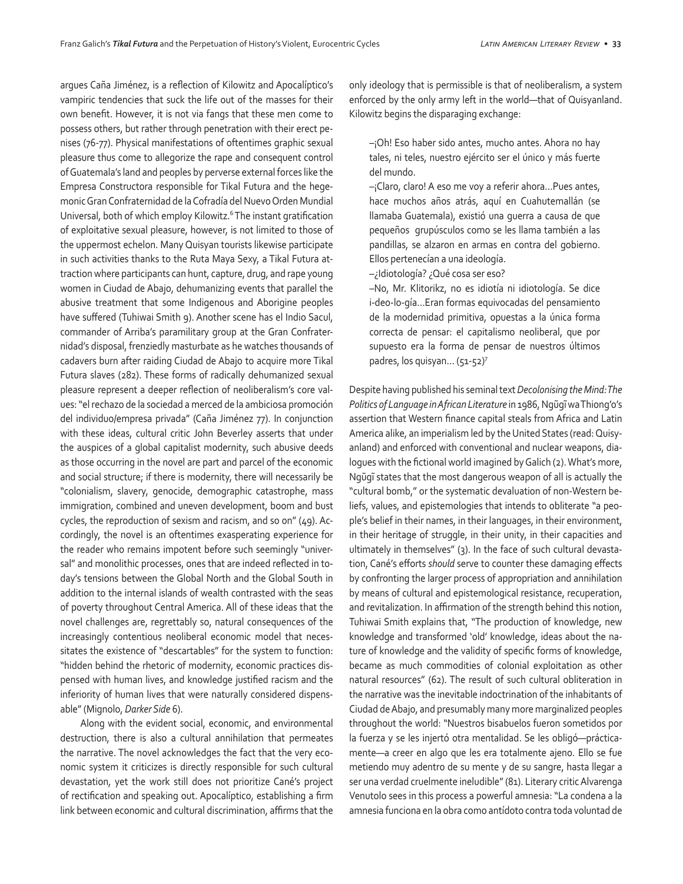argues Caña Jiménez, is a reflection of Kilowitz and Apocalíptico's vampiric tendencies that suck the life out of the masses for their own benefit. However, it is not via fangs that these men come to possess others, but rather through penetration with their erect penises (76-77). Physical manifestations of oftentimes graphic sexual pleasure thus come to allegorize the rape and consequent control of Guatemala's land and peoples by perverse external forces like the Empresa Constructora responsible for Tikal Futura and the hegemonic Gran Confraternidad de la Cofradía del Nuevo Orden Mundial Universal, both of which employ Kilowitz.[6] The instant gratification of exploitative sexual pleasure, however, is not limited to those of the uppermost echelon. Many Quisyan tourists likewise participate in such activities thanks to the Ruta Maya Sexy, a Tikal Futura attraction where participants can hunt, capture, drug, and rape young women in Ciudad de Abajo, dehumanizing events that parallel the abusive treatment that some Indigenous and Aborigine peoples have suffered (Tuhiwai Smith 9). Another scene has el Indio Sacul, commander of Arriba's paramilitary group at the Gran Confraternidad's disposal, frenziedly masturbate as he watches thousands of cadavers burn after raiding Ciudad de Abajo to acquire more Tikal Futura slaves (282). These forms of radically dehumanized sexual pleasure represent a deeper reflection of neoliberalism's core values: "el rechazo de la sociedad a merced de la ambiciosa promoción del individuo/empresa privada" (Caña Jiménez 77). In conjunction with these ideas, cultural critic John Beverley asserts that under the auspices of a global capitalist modernity, such abusive deeds as those occurring in the novel are part and parcel of the economic and social structure; if there is modernity, there will necessarily be "colonialism, slavery, genocide, demographic catastrophe, mass immigration, combined and uneven development, boom and bust cycles, the reproduction of sexism and racism, and so on" (49). Accordingly, the novel is an oftentimes exasperating experience for the reader who remains impotent before such seemingly "universal" and monolithic processes, ones that are indeed reflected in today's tensions between the Global North and the Global South in addition to the internal islands of wealth contrasted with the seas of poverty throughout Central America. All of these ideas that the novel challenges are, regrettably so, natural consequences of the increasingly contentious neoliberal economic model that necessitates the existence of "descartables" for the system to function: "hidden behind the rhetoric of modernity, economic practices dispensed with human lives, and knowledge justified racism and the inferiority of human lives that were naturally considered dispensable" (Mignolo, *Darker Side* 6).

Along with the evident social, economic, and environmental destruction, there is also a cultural annihilation that permeates the narrative. The novel acknowledges the fact that the very economic system it criticizes is directly responsible for such cultural devastation, yet the work still does not prioritize Cané's project of rectification and speaking out. Apocalíptico, establishing a firm link between economic and cultural discrimination, affirms that the only ideology that is permissible is that of neoliberalism, a system enforced by the only army left in the world—that of Quisyanland. Kilowitz begins the disparaging exchange:

> –¡Oh! Eso haber sido antes, mucho antes. Ahora no hay tales, ni teles, nuestro ejército ser el único y más fuerte del mundo.
>
> –¡Claro, claro! A eso me voy a referir ahora…Pues antes, hace muchos años atrás, aquí en Cuahutemallán (se llamaba Guatemala), existió una guerra a causa de que pequeños grupúsculos como se les llama también a las pandillas, se alzaron en armas en contra del gobierno. Ellos pertenecían a una ideología.
>
> –¿Idiotología? ¿Qué cosa ser eso?
>
> –No, Mr. Klitorikz, no es idiotía ni idiotología. Se dice i-deo-lo-gía…Eran formas equivocadas del pensamiento de la modernidad primitiva, opuestas a la única forma correcta de pensar: el capitalismo neoliberal, que por supuesto era la forma de pensar de nuestros últimos padres, los quisyan… (51-52)[7]

Despite having published his seminal text *Decolonising the Mind: The Politics of Language in African Literature* in 1986, Ngũgĩ wa Thiong'o's assertion that Western finance capital steals from Africa and Latin America alike, an imperialism led by the United States (read: Quisyanland) and enforced with conventional and nuclear weapons, dialogues with the fictional world imagined by Galich (2). What's more, Ngũgĩ states that the most dangerous weapon of all is actually the "cultural bomb," or the systematic devaluation of non-Western beliefs, values, and epistemologies that intends to obliterate "a people's belief in their names, in their languages, in their environment, in their heritage of struggle, in their unity, in their capacities and ultimately in themselves" (3). In the face of such cultural devastation, Cané's efforts *should* serve to counter these damaging effects by confronting the larger process of appropriation and annihilation by means of cultural and epistemological resistance, recuperation, and revitalization. In affirmation of the strength behind this notion, Tuhiwai Smith explains that, "The production of knowledge, new knowledge and transformed 'old' knowledge, ideas about the nature of knowledge and the validity of specific forms of knowledge, became as much commodities of colonial exploitation as other natural resources" (62). The result of such cultural obliteration in the narrative was the inevitable indoctrination of the inhabitants of Ciudad de Abajo, and presumably many more marginalized peoples throughout the world: "Nuestros bisabuelos fueron sometidos por la fuerza y se les injertó otra mentalidad. Se les obligó—prácticamente—a creer en algo que les era totalmente ajeno. Ello se fue metiendo muy adentro de su mente y de su sangre, hasta llegar a ser una verdad cruelmente ineludible" (81). Literary critic Alvarenga Venutolo sees in this process a powerful amnesia: "La condena a la amnesia funciona en la obra como antídoto contra toda voluntad de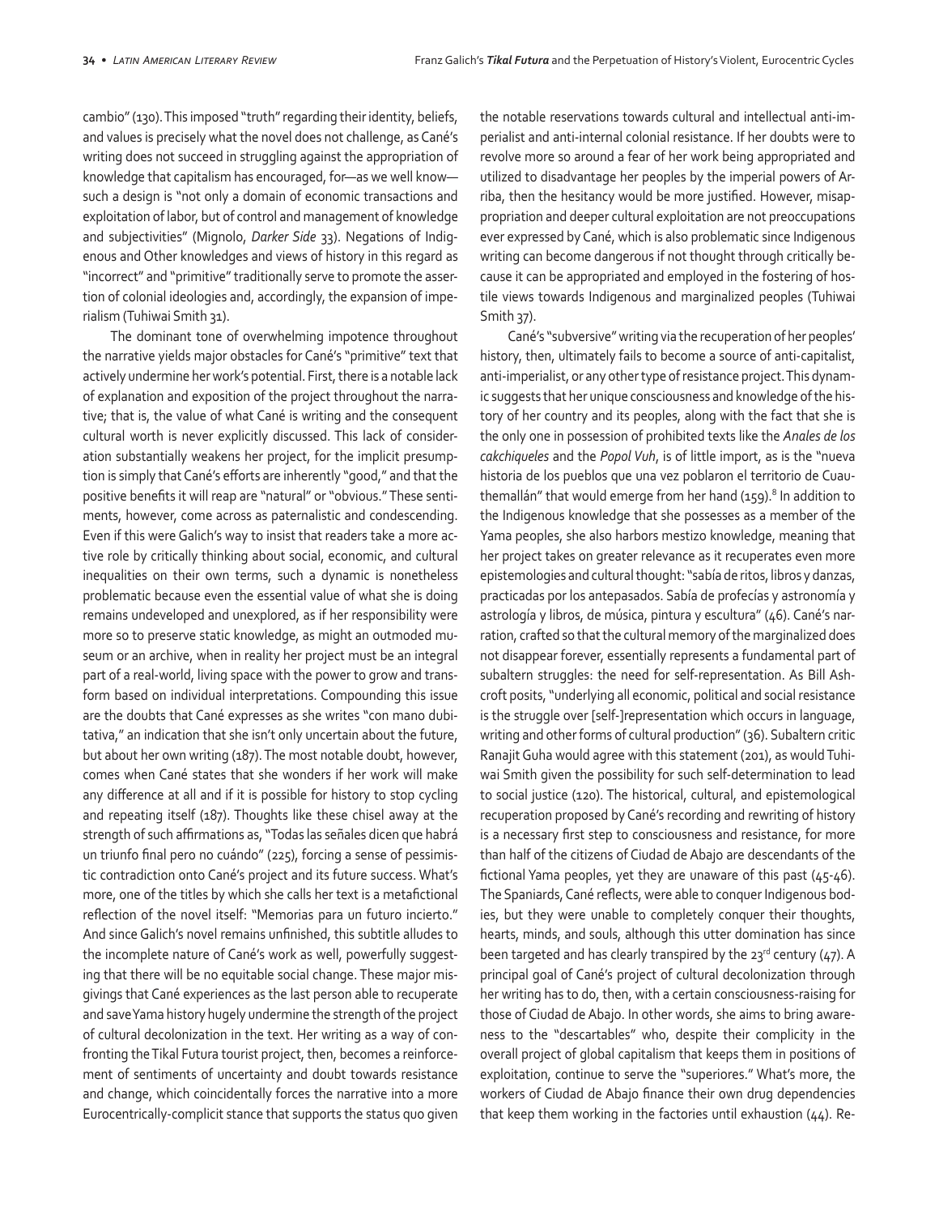cambio" (130). This imposed "truth" regarding their identity, beliefs, and values is precisely what the novel does not challenge, as Cané's writing does not succeed in struggling against the appropriation of knowledge that capitalism has encouraged, for—as we well know—such a design is "not only a domain of economic transactions and exploitation of labor, but of control and management of knowledge and subjectivities" (Mignolo, *Darker Side* 33). Negations of Indigenous and Other knowledges and views of history in this regard as "incorrect" and "primitive" traditionally serve to promote the assertion of colonial ideologies and, accordingly, the expansion of imperialism (Tuhiwai Smith 31).

The dominant tone of overwhelming impotence throughout the narrative yields major obstacles for Cané's "primitive" text that actively undermine her work's potential. First, there is a notable lack of explanation and exposition of the project throughout the narrative; that is, the value of what Cané is writing and the consequent cultural worth is never explicitly discussed. This lack of consideration substantially weakens her project, for the implicit presumption is simply that Cané's efforts are inherently "good," and that the positive benefits it will reap are "natural" or "obvious." These sentiments, however, come across as paternalistic and condescending. Even if this were Galich's way to insist that readers take a more active role by critically thinking about social, economic, and cultural inequalities on their own terms, such a dynamic is nonetheless problematic because even the essential value of what she is doing remains undeveloped and unexplored, as if her responsibility were more so to preserve static knowledge, as might an outmoded museum or an archive, when in reality her project must be an integral part of a real-world, living space with the power to grow and transform based on individual interpretations. Compounding this issue are the doubts that Cané expresses as she writes "con mano dubitativa," an indication that she isn't only uncertain about the future, but about her own writing (187). The most notable doubt, however, comes when Cané states that she wonders if her work will make any difference at all and if it is possible for history to stop cycling and repeating itself (187). Thoughts like these chisel away at the strength of such affirmations as, "Todas las señales dicen que habrá un triunfo final pero no cuándo" (225), forcing a sense of pessimistic contradiction onto Cané's project and its future success. What's more, one of the titles by which she calls her text is a metafictional reflection of the novel itself: "Memorias para un futuro incierto." And since Galich's novel remains unfinished, this subtitle alludes to the incomplete nature of Cané's work as well, powerfully suggesting that there will be no equitable social change. These major misgivings that Cané experiences as the last person able to recuperate and save Yama history hugely undermine the strength of the project of cultural decolonization in the text. Her writing as a way of confronting the Tikal Futura tourist project, then, becomes a reinforcement of sentiments of uncertainty and doubt towards resistance and change, which coincidentally forces the narrative into a more Eurocentrically-complicit stance that supports the status quo given the notable reservations towards cultural and intellectual anti-imperialist and anti-internal colonial resistance. If her doubts were to revolve more so around a fear of her work being appropriated and utilized to disadvantage her peoples by the imperial powers of Arriba, then the hesitancy would be more justified. However, misappropriation and deeper cultural exploitation are not preoccupations ever expressed by Cané, which is also problematic since Indigenous writing can become dangerous if not thought through critically because it can be appropriated and employed in the fostering of hostile views towards Indigenous and marginalized peoples (Tuhiwai Smith 37).

Cané's "subversive" writing via the recuperation of her peoples' history, then, ultimately fails to become a source of anti-capitalist, anti-imperialist, or any other type of resistance project. This dynamic suggests that her unique consciousness and knowledge of the history of her country and its peoples, along with the fact that she is the only one in possession of prohibited texts like the *Anales de los cakchiqueles* and the *Popol Vuh*, is of little import, as is the "nueva historia de los pueblos que una vez poblaron el territorio de Cuauthemallán" that would emerge from her hand (159).[8] In addition to the Indigenous knowledge that she possesses as a member of the Yama peoples, she also harbors mestizo knowledge, meaning that her project takes on greater relevance as it recuperates even more epistemologies and cultural thought: "sabía de ritos, libros y danzas, practicadas por los antepasados. Sabía de profecías y astronomía y astrología y libros, de música, pintura y escultura" (46). Cané's narration, crafted so that the cultural memory of the marginalized does not disappear forever, essentially represents a fundamental part of subaltern struggles: the need for self-representation. As Bill Ashcroft posits, "underlying all economic, political and social resistance is the struggle over [self-]representation which occurs in language, writing and other forms of cultural production" (36). Subaltern critic Ranajit Guha would agree with this statement (201), as would Tuhiwai Smith given the possibility for such self-determination to lead to social justice (120). The historical, cultural, and epistemological recuperation proposed by Cané's recording and rewriting of history is a necessary first step to consciousness and resistance, for more than half of the citizens of Ciudad de Abajo are descendants of the fictional Yama peoples, yet they are unaware of this past (45-46). The Spaniards, Cané reflects, were able to conquer Indigenous bodies, but they were unable to completely conquer their thoughts, hearts, minds, and souls, although this utter domination has since been targeted and has clearly transpired by the 23rd century (47). A principal goal of Cané's project of cultural decolonization through her writing has to do, then, with a certain consciousness-raising for those of Ciudad de Abajo. In other words, she aims to bring awareness to the "descartables" who, despite their complicity in the overall project of global capitalism that keeps them in positions of exploitation, continue to serve the "superiores." What's more, the workers of Ciudad de Abajo finance their own drug dependencies that keep them working in the factories until exhaustion (44). Re-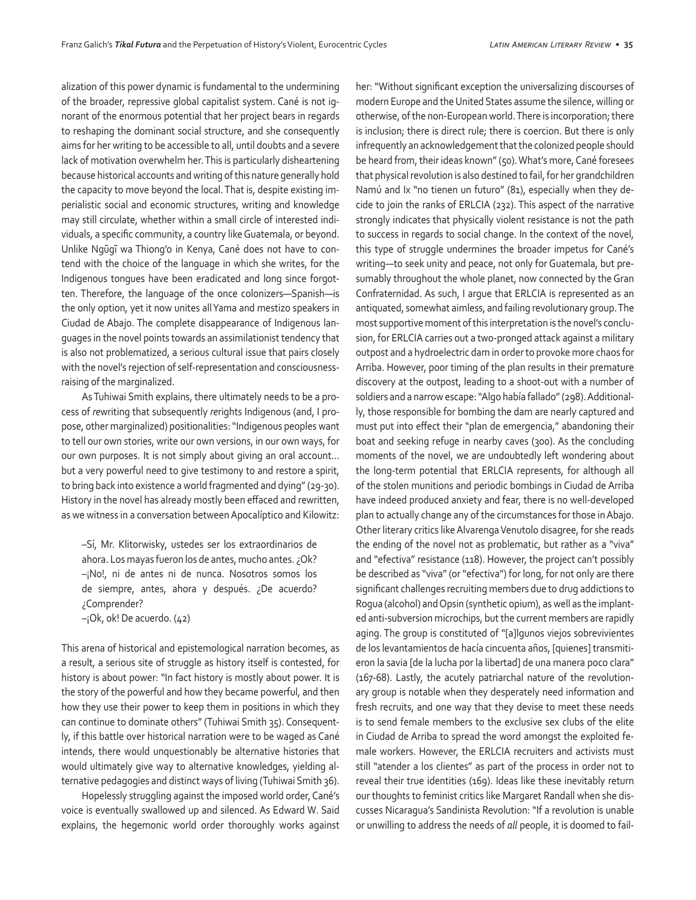alization of this power dynamic is fundamental to the undermining of the broader, repressive global capitalist system. Cané is not ignorant of the enormous potential that her project bears in regards to reshaping the dominant social structure, and she consequently aims for her writing to be accessible to all, until doubts and a severe lack of motivation overwhelm her. This is particularly disheartening because historical accounts and writing of this nature generally hold the capacity to move beyond the local. That is, despite existing imperialistic social and economic structures, writing and knowledge may still circulate, whether within a small circle of interested individuals, a specific community, a country like Guatemala, or beyond. Unlike Ngũgĩ wa Thiong'o in Kenya, Cané does not have to contend with the choice of the language in which she writes, for the Indigenous tongues have been eradicated and long since forgotten. Therefore, the language of the once colonizers—Spanish—is the only option, yet it now unites all Yama and mestizo speakers in Ciudad de Abajo. The complete disappearance of Indigenous languages in the novel points towards an assimilationist tendency that is also not problematized, a serious cultural issue that pairs closely with the novel's rejection of self-representation and consciousness-raising of the marginalized.

As Tuhiwai Smith explains, there ultimately needs to be a process of *re*writing that subsequently *re*rights Indigenous (and, I propose, other marginalized) positionalities: "Indigenous peoples want to tell our own stories, write our own versions, in our own ways, for our own purposes. It is not simply about giving an oral account… but a very powerful need to give testimony to and restore a spirit, to bring back into existence a world fragmented and dying" (29-30). History in the novel has already mostly been effaced and rewritten, as we witness in a conversation between Apocalíptico and Kilowitz:

> –Sí, Mr. Klitorwisky, ustedes ser los extraordinarios de ahora. Los mayas fueron los de antes, mucho antes. ¿Ok?
> –¡No!, ni de antes ni de nunca. Nosotros somos los de siempre, antes, ahora y después. ¿De acuerdo? ¿Comprender?
> –¡Ok, ok! De acuerdo. (42)

This arena of historical and epistemological narration becomes, as a result, a serious site of struggle as history itself is contested, for history is about power: "In fact history is mostly about power. It is the story of the powerful and how they became powerful, and then how they use their power to keep them in positions in which they can continue to dominate others" (Tuhiwai Smith 35). Consequently, if this battle over historical narration were to be waged as Cané intends, there would unquestionably be alternative histories that would ultimately give way to alternative knowledges, yielding alternative pedagogies and distinct ways of living (Tuhiwai Smith 36).

Hopelessly struggling against the imposed world order, Cané's voice is eventually swallowed up and silenced. As Edward W. Said explains, the hegemonic world order thoroughly works against her: "Without significant exception the universalizing discourses of modern Europe and the United States assume the silence, willing or otherwise, of the non-European world. There is incorporation; there is inclusion; there is direct rule; there is coercion. But there is only infrequently an acknowledgement that the colonized people should be heard from, their ideas known" (50). What's more, Cané foresees that physical revolution is also destined to fail, for her grandchildren Namú and Ix "no tienen un futuro" (81), especially when they decide to join the ranks of ERLCIA (232). This aspect of the narrative strongly indicates that physically violent resistance is not the path to success in regards to social change. In the context of the novel, this type of struggle undermines the broader impetus for Cané's writing—to seek unity and peace, not only for Guatemala, but presumably throughout the whole planet, now connected by the Gran Confraternidad. As such, I argue that ERLCIA is represented as an antiquated, somewhat aimless, and failing revolutionary group. The most supportive moment of this interpretation is the novel's conclusion, for ERLCIA carries out a two-pronged attack against a military outpost and a hydroelectric dam in order to provoke more chaos for Arriba. However, poor timing of the plan results in their premature discovery at the outpost, leading to a shoot-out with a number of soldiers and a narrow escape: "Algo había fallado" (298). Additionally, those responsible for bombing the dam are nearly captured and must put into effect their "plan de emergencia," abandoning their boat and seeking refuge in nearby caves (300). As the concluding moments of the novel, we are undoubtedly left wondering about the long-term potential that ERLCIA represents, for although all of the stolen munitions and periodic bombings in Ciudad de Arriba have indeed produced anxiety and fear, there is no well-developed plan to actually change any of the circumstances for those in Abajo. Other literary critics like Alvarenga Venutolo disagree, for she reads the ending of the novel not as problematic, but rather as a "viva" and "efectiva" resistance (118). However, the project can't possibly be described as "viva" (or "efectiva") for long, for not only are there significant challenges recruiting members due to drug addictions to Rogua (alcohol) and Opsin (synthetic opium), as well as the implanted anti-subversion microchips, but the current members are rapidly aging. The group is constituted of "[a]lgunos viejos sobrevivientes de los levantamientos de hacía cincuenta años, [quienes] transmitieron la savia [de la lucha por la libertad] de una manera poco clara" (167-68). Lastly, the acutely patriarchal nature of the revolutionary group is notable when they desperately need information and fresh recruits, and one way that they devise to meet these needs is to send female members to the exclusive sex clubs of the elite in Ciudad de Arriba to spread the word amongst the exploited female workers. However, the ERLCIA recruiters and activists must still "atender a los clientes" as part of the process in order not to reveal their true identities (169). Ideas like these inevitably return our thoughts to feminist critics like Margaret Randall when she discusses Nicaragua's Sandinista Revolution: "If a revolution is unable or unwilling to address the needs of *all* people, it is doomed to fail-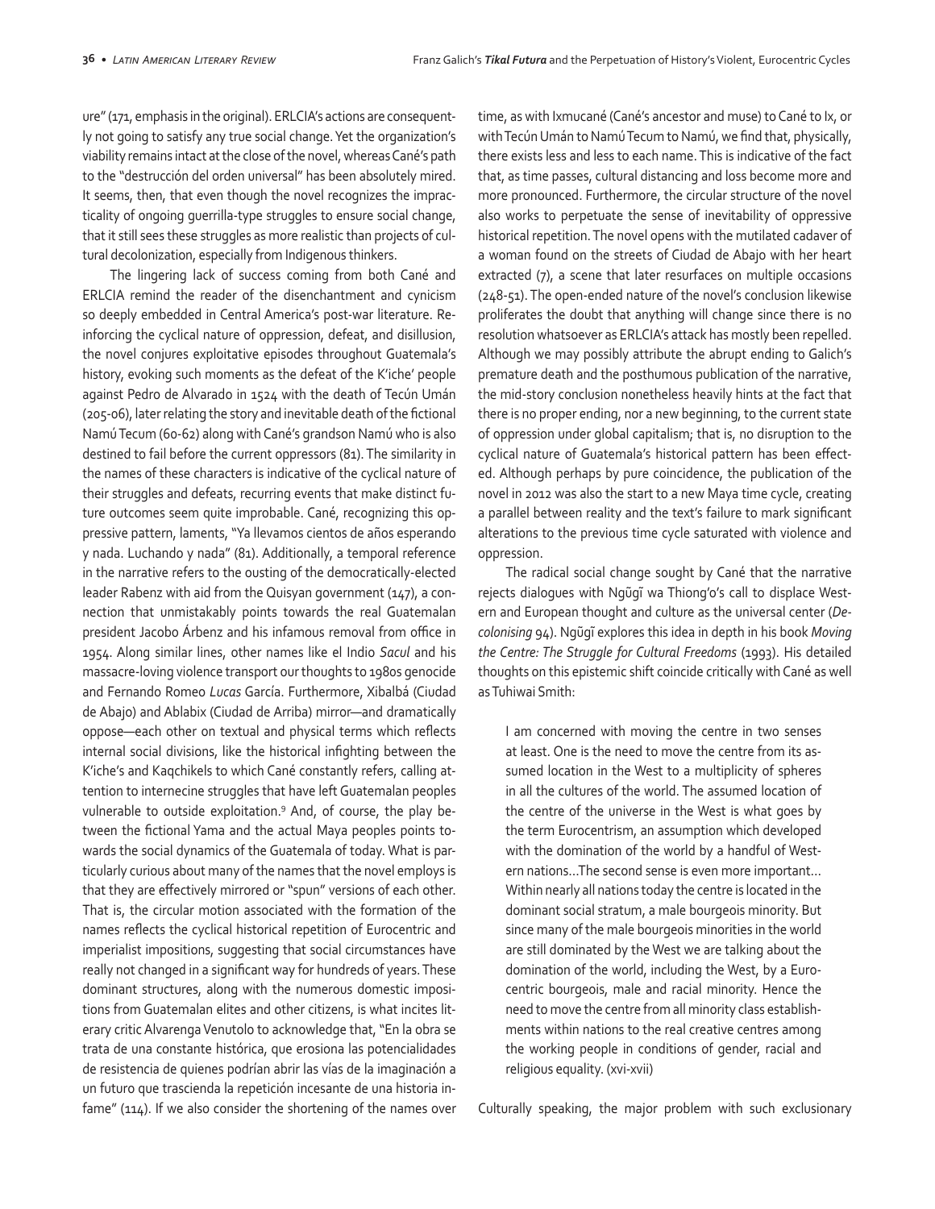ure" (171, emphasis in the original). ERLCIA's actions are consequently not going to satisfy any true social change. Yet the organization's viability remains intact at the close of the novel, whereas Cané's path to the "destrucción del orden universal" has been absolutely mired. It seems, then, that even though the novel recognizes the impracticality of ongoing guerrilla-type struggles to ensure social change, that it still sees these struggles as more realistic than projects of cultural decolonization, especially from Indigenous thinkers.

The lingering lack of success coming from both Cané and ERLCIA remind the reader of the disenchantment and cynicism so deeply embedded in Central America's post-war literature. Reinforcing the cyclical nature of oppression, defeat, and disillusion, the novel conjures exploitative episodes throughout Guatemala's history, evoking such moments as the defeat of the K'iche' people against Pedro de Alvarado in 1524 with the death of Tecún Umán (205-06), later relating the story and inevitable death of the fictional Namú Tecum (60-62) along with Cané's grandson Namú who is also destined to fail before the current oppressors (81). The similarity in the names of these characters is indicative of the cyclical nature of their struggles and defeats, recurring events that make distinct future outcomes seem quite improbable. Cané, recognizing this oppressive pattern, laments, "Ya llevamos cientos de años esperando y nada. Luchando y nada" (81). Additionally, a temporal reference in the narrative refers to the ousting of the democratically-elected leader Rabenz with aid from the Quisyan government (147), a connection that unmistakably points towards the real Guatemalan president Jacobo Árbenz and his infamous removal from office in 1954. Along similar lines, other names like el Indio *Sacul* and his massacre-loving violence transport our thoughts to 1980s genocide and Fernando Romeo *Lucas* García. Furthermore, Xibalbá (Ciudad de Abajo) and Ablabix (Ciudad de Arriba) mirror—and dramatically oppose—each other on textual and physical terms which reflects internal social divisions, like the historical infighting between the K'iche's and Kaqchikels to which Cané constantly refers, calling attention to internecine struggles that have left Guatemalan peoples vulnerable to outside exploitation.[9] And, of course, the play between the fictional Yama and the actual Maya peoples points towards the social dynamics of the Guatemala of today. What is particularly curious about many of the names that the novel employs is that they are effectively mirrored or "spun" versions of each other. That is, the circular motion associated with the formation of the names reflects the cyclical historical repetition of Eurocentric and imperialist impositions, suggesting that social circumstances have really not changed in a significant way for hundreds of years. These dominant structures, along with the numerous domestic impositions from Guatemalan elites and other citizens, is what incites literary critic Alvarenga Venutolo to acknowledge that, "En la obra se trata de una constante histórica, que erosiona las potencialidades de resistencia de quienes podrían abrir las vías de la imaginación a un futuro que trascienda la repetición incesante de una historia infame" (114). If we also consider the shortening of the names over time, as with Ixmucané (Cané's ancestor and muse) to Cané to Ix, or with Tecún Umán to Namú Tecum to Namú, we find that, physically, there exists less and less to each name. This is indicative of the fact that, as time passes, cultural distancing and loss become more and more pronounced. Furthermore, the circular structure of the novel also works to perpetuate the sense of inevitability of oppressive historical repetition. The novel opens with the mutilated cadaver of a woman found on the streets of Ciudad de Abajo with her heart extracted (7), a scene that later resurfaces on multiple occasions (248-51). The open-ended nature of the novel's conclusion likewise proliferates the doubt that anything will change since there is no resolution whatsoever as ERLCIA's attack has mostly been repelled. Although we may possibly attribute the abrupt ending to Galich's premature death and the posthumous publication of the narrative, the mid-story conclusion nonetheless heavily hints at the fact that there is no proper ending, nor a new beginning, to the current state of oppression under global capitalism; that is, no disruption to the cyclical nature of Guatemala's historical pattern has been effected. Although perhaps by pure coincidence, the publication of the novel in 2012 was also the start to a new Maya time cycle, creating a parallel between reality and the text's failure to mark significant alterations to the previous time cycle saturated with violence and oppression.

The radical social change sought by Cané that the narrative rejects dialogues with Ngũgĩ wa Thiong'o's call to displace Western and European thought and culture as the universal center (*Decolonising* 94). Ngũgĩ explores this idea in depth in his book *Moving the Centre: The Struggle for Cultural Freedoms* (1993). His detailed thoughts on this epistemic shift coincide critically with Cané as well as Tuhiwai Smith:

> I am concerned with moving the centre in two senses at least. One is the need to move the centre from its assumed location in the West to a multiplicity of spheres in all the cultures of the world. The assumed location of the centre of the universe in the West is what goes by the term Eurocentrism, an assumption which developed with the domination of the world by a handful of Western nations…The second sense is even more important… Within nearly all nations today the centre is located in the dominant social stratum, a male bourgeois minority. But since many of the male bourgeois minorities in the world are still dominated by the West we are talking about the domination of the world, including the West, by a Eurocentric bourgeois, male and racial minority. Hence the need to move the centre from all minority class establishments within nations to the real creative centres among the working people in conditions of gender, racial and religious equality. (xvi-xvii)

Culturally speaking, the major problem with such exclusionary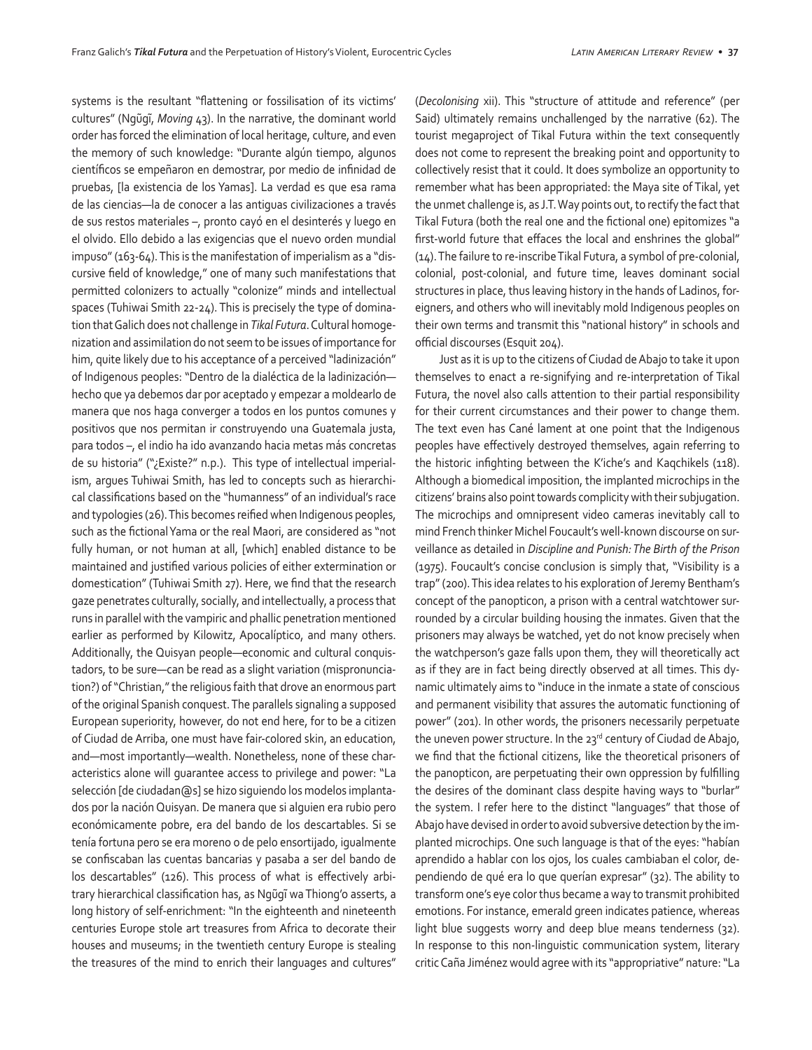systems is the resultant "flattening or fossilisation of its victims' cultures" (Ngũgĩ, *Moving* 43). In the narrative, the dominant world order has forced the elimination of local heritage, culture, and even the memory of such knowledge: "Durante algún tiempo, algunos científicos se empeñaron en demostrar, por medio de infinidad de pruebas, [la existencia de los Yamas]. La verdad es que esa rama de las ciencias—la de conocer a las antiguas civilizaciones a través de sus restos materiales –, pronto cayó en el desinterés y luego en el olvido. Ello debido a las exigencias que el nuevo orden mundial impuso" (163-64). This is the manifestation of imperialism as a "discursive field of knowledge," one of many such manifestations that permitted colonizers to actually "colonize" minds and intellectual spaces (Tuhiwai Smith 22-24). This is precisely the type of domination that Galich does not challenge in *Tikal Futura*. Cultural homogenization and assimilation do not seem to be issues of importance for him, quite likely due to his acceptance of a perceived "ladinización" of Indigenous peoples: "Dentro de la dialéctica de la ladinización—hecho que ya debemos dar por aceptado y empezar a moldearlo de manera que nos haga converger a todos en los puntos comunes y positivos que nos permitan ir construyendo una Guatemala justa, para todos –, el indio ha ido avanzando hacia metas más concretas de su historia" ("¿Existe?" n.p.). This type of intellectual imperialism, argues Tuhiwai Smith, has led to concepts such as hierarchical classifications based on the "humanness" of an individual's race and typologies (26). This becomes reified when Indigenous peoples, such as the fictional Yama or the real Maori, are considered as "not fully human, or not human at all, [which] enabled distance to be maintained and justified various policies of either extermination or domestication" (Tuhiwai Smith 27). Here, we find that the research gaze penetrates culturally, socially, and intellectually, a process that runs in parallel with the vampiric and phallic penetration mentioned earlier as performed by Kilowitz, Apocalíptico, and many others. Additionally, the Quisyan people—economic and cultural conquistadors, to be sure—can be read as a slight variation (mispronunciation?) of "Christian," the religious faith that drove an enormous part of the original Spanish conquest. The parallels signaling a supposed European superiority, however, do not end here, for to be a citizen of Ciudad de Arriba, one must have fair-colored skin, an education, and—most importantly—wealth. Nonetheless, none of these characteristics alone will guarantee access to privilege and power: "La selección [de ciudadan@s] se hizo siguiendo los modelos implantados por la nación Quisyan. De manera que si alguien era rubio pero económicamente pobre, era del bando de los descartables. Si se tenía fortuna pero se era moreno o de pelo ensortijado, igualmente se confiscaban las cuentas bancarias y pasaba a ser del bando de los descartables" (126). This process of what is effectively arbitrary hierarchical classification has, as Ngũgĩ wa Thiong'o asserts, a long history of self-enrichment: "In the eighteenth and nineteenth centuries Europe stole art treasures from Africa to decorate their houses and museums; in the twentieth century Europe is stealing the treasures of the mind to enrich their languages and cultures" (*Decolonising* xii). This "structure of attitude and reference" (per Said) ultimately remains unchallenged by the narrative (62). The tourist megaproject of Tikal Futura within the text consequently does not come to represent the breaking point and opportunity to collectively resist that it could. It does symbolize an opportunity to remember what has been appropriated: the Maya site of Tikal, yet the unmet challenge is, as J.T. Way points out, to rectify the fact that Tikal Futura (both the real one and the fictional one) epitomizes "a first-world future that effaces the local and enshrines the global" (14). The failure to re-inscribe Tikal Futura, a symbol of pre-colonial, colonial, post-colonial, and future time, leaves dominant social structures in place, thus leaving history in the hands of Ladinos, foreigners, and others who will inevitably mold Indigenous peoples on their own terms and transmit this "national history" in schools and official discourses (Esquit 204).

Just as it is up to the citizens of Ciudad de Abajo to take it upon themselves to enact a re-signifying and re-interpretation of Tikal Futura, the novel also calls attention to their partial responsibility for their current circumstances and their power to change them. The text even has Cané lament at one point that the Indigenous peoples have effectively destroyed themselves, again referring to the historic infighting between the K'iche's and Kaqchikels (118). Although a biomedical imposition, the implanted microchips in the citizens' brains also point towards complicity with their subjugation. The microchips and omnipresent video cameras inevitably call to mind French thinker Michel Foucault's well-known discourse on surveillance as detailed in *Discipline and Punish: The Birth of the Prison* (1975). Foucault's concise conclusion is simply that, "Visibility is a trap" (200). This idea relates to his exploration of Jeremy Bentham's concept of the panopticon, a prison with a central watchtower surrounded by a circular building housing the inmates. Given that the prisoners may always be watched, yet do not know precisely when the watchperson's gaze falls upon them, they will theoretically act as if they are in fact being directly observed at all times. This dynamic ultimately aims to "induce in the inmate a state of conscious and permanent visibility that assures the automatic functioning of power" (201). In other words, the prisoners necessarily perpetuate the uneven power structure. In the 23rd century of Ciudad de Abajo, we find that the fictional citizens, like the theoretical prisoners of the panopticon, are perpetuating their own oppression by fulfilling the desires of the dominant class despite having ways to "burlar" the system. I refer here to the distinct "languages" that those of Abajo have devised in order to avoid subversive detection by the implanted microchips. One such language is that of the eyes: "habían aprendido a hablar con los ojos, los cuales cambiaban el color, dependiendo de qué era lo que querían expresar" (32). The ability to transform one's eye color thus became a way to transmit prohibited emotions. For instance, emerald green indicates patience, whereas light blue suggests worry and deep blue means tenderness (32). In response to this non-linguistic communication system, literary critic Caña Jiménez would agree with its "appropriative" nature: "La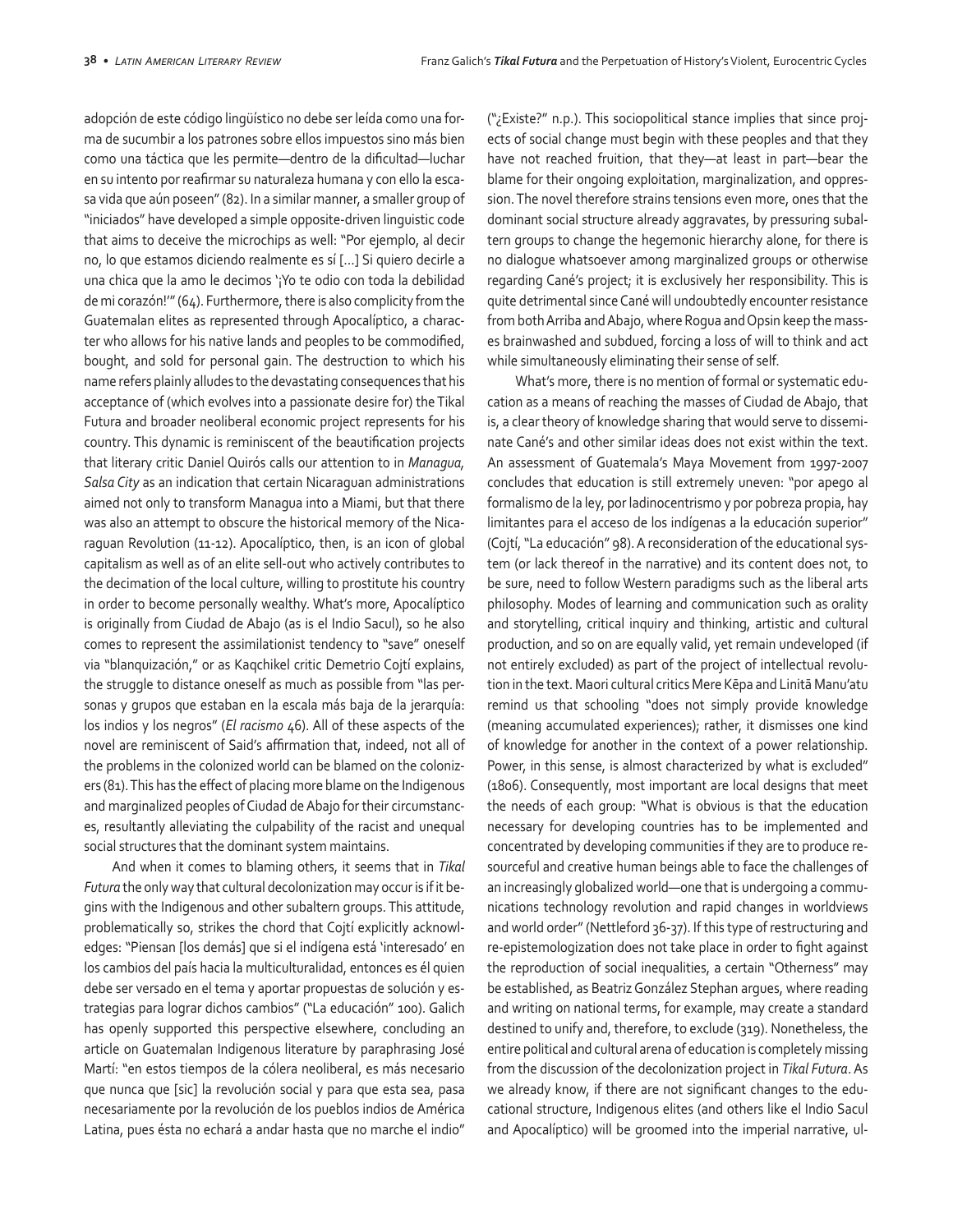adopción de este código lingüístico no debe ser leída como una forma de sucumbir a los patrones sobre ellos impuestos sino más bien como una táctica que les permite—dentro de la dificultad—luchar en su intento por reafirmar su naturaleza humana y con ello la escasa vida que aún poseen" (82). In a similar manner, a smaller group of "iniciados" have developed a simple opposite-driven linguistic code that aims to deceive the microchips as well: "Por ejemplo, al decir no, lo que estamos diciendo realmente es sí […] Si quiero decirle a una chica que la amo le decimos '¡Yo te odio con toda la debilidad de mi corazón!'" (64). Furthermore, there is also complicity from the Guatemalan elites as represented through Apocalíptico, a character who allows for his native lands and peoples to be commodified, bought, and sold for personal gain. The destruction to which his name refers plainly alludes to the devastating consequences that his acceptance of (which evolves into a passionate desire for) the Tikal Futura and broader neoliberal economic project represents for his country. This dynamic is reminiscent of the beautification projects that literary critic Daniel Quirós calls our attention to in *Managua, Salsa City* as an indication that certain Nicaraguan administrations aimed not only to transform Managua into a Miami, but that there was also an attempt to obscure the historical memory of the Nicaraguan Revolution (11-12). Apocalíptico, then, is an icon of global capitalism as well as of an elite sell-out who actively contributes to the decimation of the local culture, willing to prostitute his country in order to become personally wealthy. What's more, Apocalíptico is originally from Ciudad de Abajo (as is el Indio Sacul), so he also comes to represent the assimilationist tendency to "save" oneself via "blanquización," or as Kaqchikel critic Demetrio Cojtí explains, the struggle to distance oneself as much as possible from "las personas y grupos que estaban en la escala más baja de la jerarquía: los indios y los negros" (*El racismo* 46). All of these aspects of the novel are reminiscent of Said's affirmation that, indeed, not all of the problems in the colonized world can be blamed on the colonizers (81). This has the effect of placing more blame on the Indigenous and marginalized peoples of Ciudad de Abajo for their circumstances, resultantly alleviating the culpability of the racist and unequal social structures that the dominant system maintains.

And when it comes to blaming others, it seems that in *Tikal Futura* the only way that cultural decolonization may occur is if it begins with the Indigenous and other subaltern groups. This attitude, problematically so, strikes the chord that Cojtí explicitly acknowledges: "Piensan [los demás] que si el indígena está 'interesado' en los cambios del país hacia la multiculturalidad, entonces es él quien debe ser versado en el tema y aportar propuestas de solución y estrategias para lograr dichos cambios" ("La educación" 100). Galich has openly supported this perspective elsewhere, concluding an article on Guatemalan Indigenous literature by paraphrasing José Martí: "en estos tiempos de la cólera neoliberal, es más necesario que nunca que [sic] la revolución social y para que esta sea, pasa necesariamente por la revolución de los pueblos indios de América Latina, pues ésta no echará a andar hasta que no marche el indio" ("¿Existe?" n.p.). This sociopolitical stance implies that since projects of social change must begin with these peoples and that they have not reached fruition, that they—at least in part—bear the blame for their ongoing exploitation, marginalization, and oppression. The novel therefore strains tensions even more, ones that the dominant social structure already aggravates, by pressuring subaltern groups to change the hegemonic hierarchy alone, for there is no dialogue whatsoever among marginalized groups or otherwise regarding Cané's project; it is exclusively her responsibility. This is quite detrimental since Cané will undoubtedly encounter resistance from both Arriba and Abajo, where Rogua and Opsin keep the masses brainwashed and subdued, forcing a loss of will to think and act while simultaneously eliminating their sense of self.

What's more, there is no mention of formal or systematic education as a means of reaching the masses of Ciudad de Abajo, that is, a clear theory of knowledge sharing that would serve to disseminate Cané's and other similar ideas does not exist within the text. An assessment of Guatemala's Maya Movement from 1997-2007 concludes that education is still extremely uneven: "por apego al formalismo de la ley, por ladinocentrismo y por pobreza propia, hay limitantes para el acceso de los indígenas a la educación superior" (Cojtí, "La educación" 98). A reconsideration of the educational system (or lack thereof in the narrative) and its content does not, to be sure, need to follow Western paradigms such as the liberal arts philosophy. Modes of learning and communication such as orality and storytelling, critical inquiry and thinking, artistic and cultural production, and so on are equally valid, yet remain undeveloped (if not entirely excluded) as part of the project of intellectual revolution in the text. Maori cultural critics Mere Kēpa and Linitā Manu'atu remind us that schooling "does not simply provide knowledge (meaning accumulated experiences); rather, it dismisses one kind of knowledge for another in the context of a power relationship. Power, in this sense, is almost characterized by what is excluded" (1806). Consequently, most important are local designs that meet the needs of each group: "What is obvious is that the education necessary for developing countries has to be implemented and concentrated by developing communities if they are to produce resourceful and creative human beings able to face the challenges of an increasingly globalized world—one that is undergoing a communications technology revolution and rapid changes in worldviews and world order" (Nettleford 36-37). If this type of restructuring and re-epistemologization does not take place in order to fight against the reproduction of social inequalities, a certain "Otherness" may be established, as Beatriz González Stephan argues, where reading and writing on national terms, for example, may create a standard destined to unify and, therefore, to exclude (319). Nonetheless, the entire political and cultural arena of education is completely missing from the discussion of the decolonization project in *Tikal Futura*. As we already know, if there are not significant changes to the educational structure, Indigenous elites (and others like el Indio Sacul and Apocalíptico) will be groomed into the imperial narrative, ul-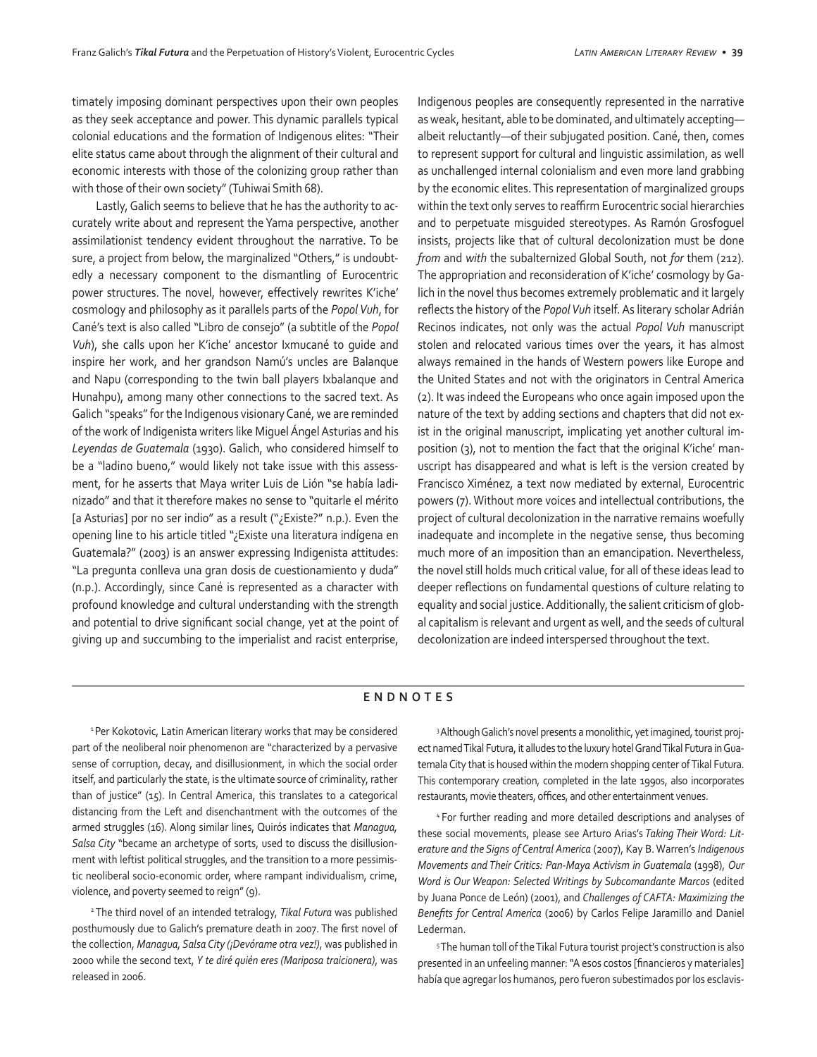timately imposing dominant perspectives upon their own peoples as they seek acceptance and power. This dynamic parallels typical colonial educations and the formation of Indigenous elites: "Their elite status came about through the alignment of their cultural and economic interests with those of the colonizing group rather than with those of their own society" (Tuhiwai Smith 68).

Lastly, Galich seems to believe that he has the authority to accurately write about and represent the Yama perspective, another assimilationist tendency evident throughout the narrative. To be sure, a project from below, the marginalized "Others," is undoubtedly a necessary component to the dismantling of Eurocentric power structures. The novel, however, effectively rewrites K'iche' cosmology and philosophy as it parallels parts of the *Popol Vuh*, for Cané's text is also called "Libro de consejo" (a subtitle of the *Popol Vuh*), she calls upon her K'iche' ancestor Ixmucané to guide and inspire her work, and her grandson Namú's uncles are Balanque and Napu (corresponding to the twin ball players Ixbalanque and Hunahpu), among many other connections to the sacred text. As Galich "speaks" for the Indigenous visionary Cané, we are reminded of the work of Indigenista writers like Miguel Ángel Asturias and his *Leyendas de Guatemala* (1930). Galich, who considered himself to be a "ladino bueno," would likely not take issue with this assessment, for he asserts that Maya writer Luis de Lión "se había ladinizado" and that it therefore makes no sense to "quitarle el mérito [a Asturias] por no ser indio" as a result ("¿Existe?" n.p.). Even the opening line to his article titled "¿Existe una literatura indígena en Guatemala?" (2003) is an answer expressing Indigenista attitudes: "La pregunta conlleva una gran dosis de cuestionamiento y duda" (n.p.). Accordingly, since Cané is represented as a character with profound knowledge and cultural understanding with the strength and potential to drive significant social change, yet at the point of giving up and succumbing to the imperialist and racist enterprise, Indigenous peoples are consequently represented in the narrative as weak, hesitant, able to be dominated, and ultimately accepting—albeit reluctantly—of their subjugated position. Cané, then, comes to represent support for cultural and linguistic assimilation, as well as unchallenged internal colonialism and even more land grabbing by the economic elites. This representation of marginalized groups within the text only serves to reaffirm Eurocentric social hierarchies and to perpetuate misguided stereotypes. As Ramón Grosfoguel insists, projects like that of cultural decolonization must be done *from* and *with* the subalternized Global South, not *for* them (212). The appropriation and reconsideration of K'iche' cosmology by Galich in the novel thus becomes extremely problematic and it largely reflects the history of the *Popol Vuh* itself. As literary scholar Adrián Recinos indicates, not only was the actual *Popol Vuh* manuscript stolen and relocated various times over the years, it has almost always remained in the hands of Western powers like Europe and the United States and not with the originators in Central America (2). It was indeed the Europeans who once again imposed upon the nature of the text by adding sections and chapters that did not exist in the original manuscript, implicating yet another cultural imposition (3), not to mention the fact that the original K'iche' manuscript has disappeared and what is left is the version created by Francisco Ximénez, a text now mediated by external, Eurocentric powers (7). Without more voices and intellectual contributions, the project of cultural decolonization in the narrative remains woefully inadequate and incomplete in the negative sense, thus becoming much more of an imposition than an emancipation. Nevertheless, the novel still holds much critical value, for all of these ideas lead to deeper reflections on fundamental questions of culture relating to equality and social justice. Additionally, the salient criticism of global capitalism is relevant and urgent as well, and the seeds of cultural decolonization are indeed interspersed throughout the text.

## ENDNOTES

[1] Per Kokotovic, Latin American literary works that may be considered part of the neoliberal noir phenomenon are "characterized by a pervasive sense of corruption, decay, and disillusionment, in which the social order itself, and particularly the state, is the ultimate source of criminality, rather than of justice" (15). In Central America, this translates to a categorical distancing from the Left and disenchantment with the outcomes of the armed struggles (16). Along similar lines, Quirós indicates that *Managua, Salsa City* "became an archetype of sorts, used to discuss the disillusionment with leftist political struggles, and the transition to a more pessimistic neoliberal socio-economic order, where rampant individualism, crime, violence, and poverty seemed to reign" (9).

[2] The third novel of an intended tetralogy, *Tikal Futura* was published posthumously due to Galich's premature death in 2007. The first novel of the collection, *Managua, Salsa City (¡Devórame otra vez!)*, was published in 2000 while the second text, *Y te diré quién eres (Mariposa traicionera)*, was released in 2006.

[3] Although Galich's novel presents a monolithic, yet imagined, tourist project named Tikal Futura, it alludes to the luxury hotel Grand Tikal Futura in Guatemala City that is housed within the modern shopping center of Tikal Futura. This contemporary creation, completed in the late 1990s, also incorporates restaurants, movie theaters, offices, and other entertainment venues.

[4] For further reading and more detailed descriptions and analyses of these social movements, please see Arturo Arias's *Taking Their Word: Literature and the Signs of Central America* (2007), Kay B. Warren's *Indigenous Movements and Their Critics: Pan-Maya Activism in Guatemala* (1998), *Our Word is Our Weapon: Selected Writings by Subcomandante Marcos* (edited by Juana Ponce de León) (2001), and *Challenges of CAFTA: Maximizing the Benefits for Central America* (2006) by Carlos Felipe Jaramillo and Daniel Lederman.

[5] The human toll of the Tikal Futura tourist project's construction is also presented in an unfeeling manner: "A esos costos [financieros y materiales] había que agregar los humanos, pero fueron subestimados por los esclavis-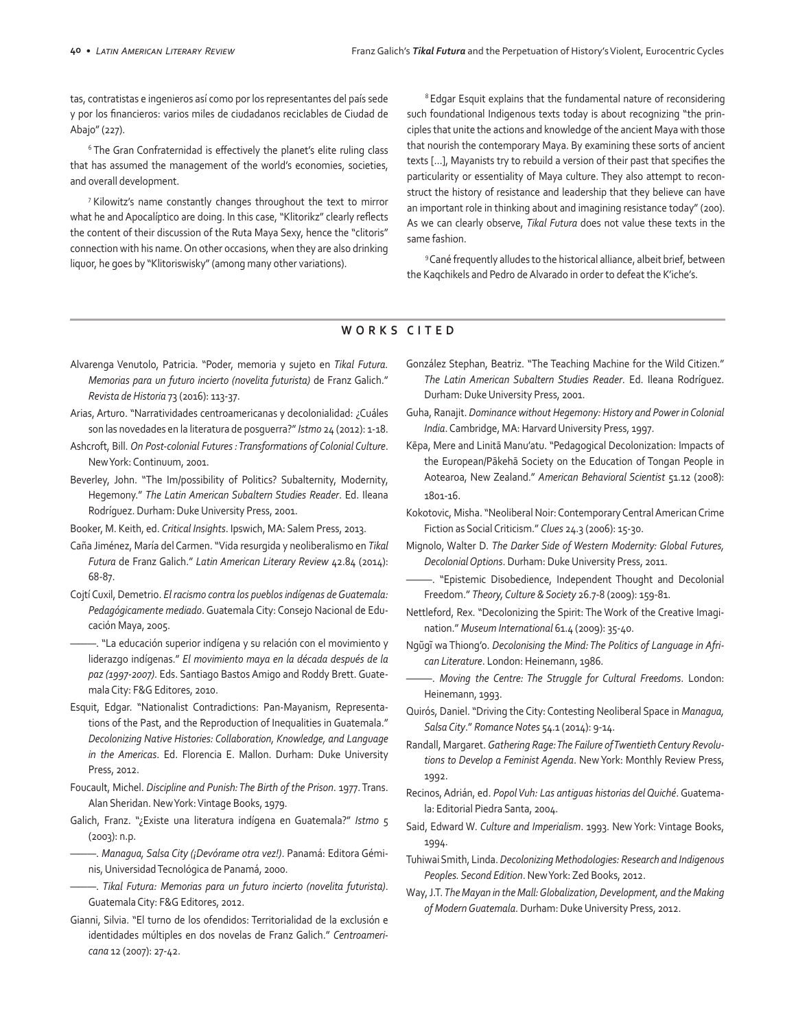tas, contratistas e ingenieros así como por los representantes del país sede y por los financieros: varios miles de ciudadanos reciclables de Ciudad de Abajo" (227).

[6] The Gran Confraternidad is effectively the planet's elite ruling class that has assumed the management of the world's economies, societies, and overall development.

[7] Kilowitz's name constantly changes throughout the text to mirror what he and Apocalíptico are doing. In this case, "Klitorikz" clearly reflects the content of their discussion of the Ruta Maya Sexy, hence the "clitoris" connection with his name. On other occasions, when they are also drinking liquor, he goes by "Klitoriswisky" (among many other variations).

[8] Edgar Esquit explains that the fundamental nature of reconsidering such foundational Indigenous texts today is about recognizing "the principles that unite the actions and knowledge of the ancient Maya with those that nourish the contemporary Maya. By examining these sorts of ancient texts [...], Mayanists try to rebuild a version of their past that specifies the particularity or essentiality of Maya culture. They also attempt to reconstruct the history of resistance and leadership that they believe can have an important role in thinking about and imagining resistance today" (200). As we can clearly observe, *Tikal Futura* does not value these texts in the same fashion.

[9] Cané frequently alludes to the historical alliance, albeit brief, between the Kaqchikels and Pedro de Alvarado in order to defeat the K'iche's.

## WORKS CITED

Alvarenga Venutolo, Patricia. "Poder, memoria y sujeto en *Tikal Futura. Memorias para un futuro incierto (novelita futurista)* de Franz Galich." *Revista de Historia* 73 (2016): 113-37.

Arias, Arturo. "Narratividades centroamericanas y decolonialidad: ¿Cuáles son las novedades en la literatura de posguerra?" *Istmo* 24 (2012): 1-18.

Ashcroft, Bill. *On Post-colonial Futures : Transformations of Colonial Culture*. New York: Continuum, 2001.

Beverley, John. "The Im/possibility of Politics? Subalternity, Modernity, Hegemony." *The Latin American Subaltern Studies Reader*. Ed. Ileana Rodríguez. Durham: Duke University Press, 2001.

Booker, M. Keith, ed. *Critical Insights*. Ipswich, MA: Salem Press, 2013.

Caña Jiménez, María del Carmen. "Vida resurgida y neoliberalismo en *Tikal Futura* de Franz Galich." *Latin American Literary Review* 42.84 (2014): 68-87.

Cojtí Cuxil, Demetrio. *El racismo contra los pueblos indígenas de Guatemala: Pedagógicamente mediado*. Guatemala City: Consejo Nacional de Educación Maya, 2005.

———. "La educación superior indígena y su relación con el movimiento y liderazgo indígenas." *El movimiento maya en la década después de la paz (1997-2007)*. Eds. Santiago Bastos Amigo and Roddy Brett. Guatemala City: F&G Editores, 2010.

Esquit, Edgar. "Nationalist Contradictions: Pan-Mayanism, Representations of the Past, and the Reproduction of Inequalities in Guatemala." *Decolonizing Native Histories: Collaboration, Knowledge, and Language in the Americas*. Ed. Florencia E. Mallon. Durham: Duke University Press, 2012.

Foucault, Michel. *Discipline and Punish: The Birth of the Prison*. 1977. Trans. Alan Sheridan. New York: Vintage Books, 1979.

Galich, Franz. "¿Existe una literatura indígena en Guatemala?" *Istmo* 5 (2003): n.p.

———. *Managua, Salsa City (¡Devórame otra vez!)*. Panamá: Editora Géminis, Universidad Tecnológica de Panamá, 2000.

———. *Tikal Futura: Memorias para un futuro incierto (novelita futurista)*. Guatemala City: F&G Editores, 2012.

Gianni, Silvia. "El turno de los ofendidos: Territorialidad de la exclusión e identidades múltiples en dos novelas de Franz Galich." *Centroamericana* 12 (2007): 27-42.

González Stephan, Beatriz. "The Teaching Machine for the Wild Citizen." *The Latin American Subaltern Studies Reader*. Ed. Ileana Rodríguez. Durham: Duke University Press, 2001.

Guha, Ranajit. *Dominance without Hegemony: History and Power in Colonial India*. Cambridge, MA: Harvard University Press, 1997.

Kēpa, Mere and Linitā Manu'atu. "Pedagogical Decolonization: Impacts of the European/Pākehā Society on the Education of Tongan People in Aotearoa, New Zealand." *American Behavioral Scientist* 51.12 (2008): 1801-16.

Kokotovic, Misha. "Neoliberal Noir: Contemporary Central American Crime Fiction as Social Criticism." *Clues* 24.3 (2006): 15-30.

Mignolo, Walter D. *The Darker Side of Western Modernity: Global Futures, Decolonial Options*. Durham: Duke University Press, 2011.

———. "Epistemic Disobedience, Independent Thought and Decolonial Freedom." *Theory, Culture & Society* 26.7-8 (2009): 159-81.

Nettleford, Rex. "Decolonizing the Spirit: The Work of the Creative Imagination." *Museum International* 61.4 (2009): 35-40.

Ngũgĩ wa Thiong'o. *Decolonising the Mind: The Politics of Language in African Literature*. London: Heinemann, 1986.

———. *Moving the Centre: The Struggle for Cultural Freedoms*. London: Heinemann, 1993.

Quirós, Daniel. "Driving the City: Contesting Neoliberal Space in *Managua, Salsa City*." *Romance Notes* 54.1 (2014): 9-14.

Randall, Margaret. *Gathering Rage: The Failure of Twentieth Century Revolutions to Develop a Feminist Agenda*. New York: Monthly Review Press, 1992.

Recinos, Adrián, ed. *Popol Vuh: Las antiguas historias del Quiché*. Guatemala: Editorial Piedra Santa, 2004.

Said, Edward W. *Culture and Imperialism*. 1993. New York: Vintage Books, 1994.

Tuhiwai Smith, Linda. *Decolonizing Methodologies: Research and Indigenous Peoples. Second Edition*. New York: Zed Books, 2012.

Way, J.T. *The Mayan in the Mall: Globalization, Development, and the Making of Modern Guatemala*. Durham: Duke University Press, 2012.